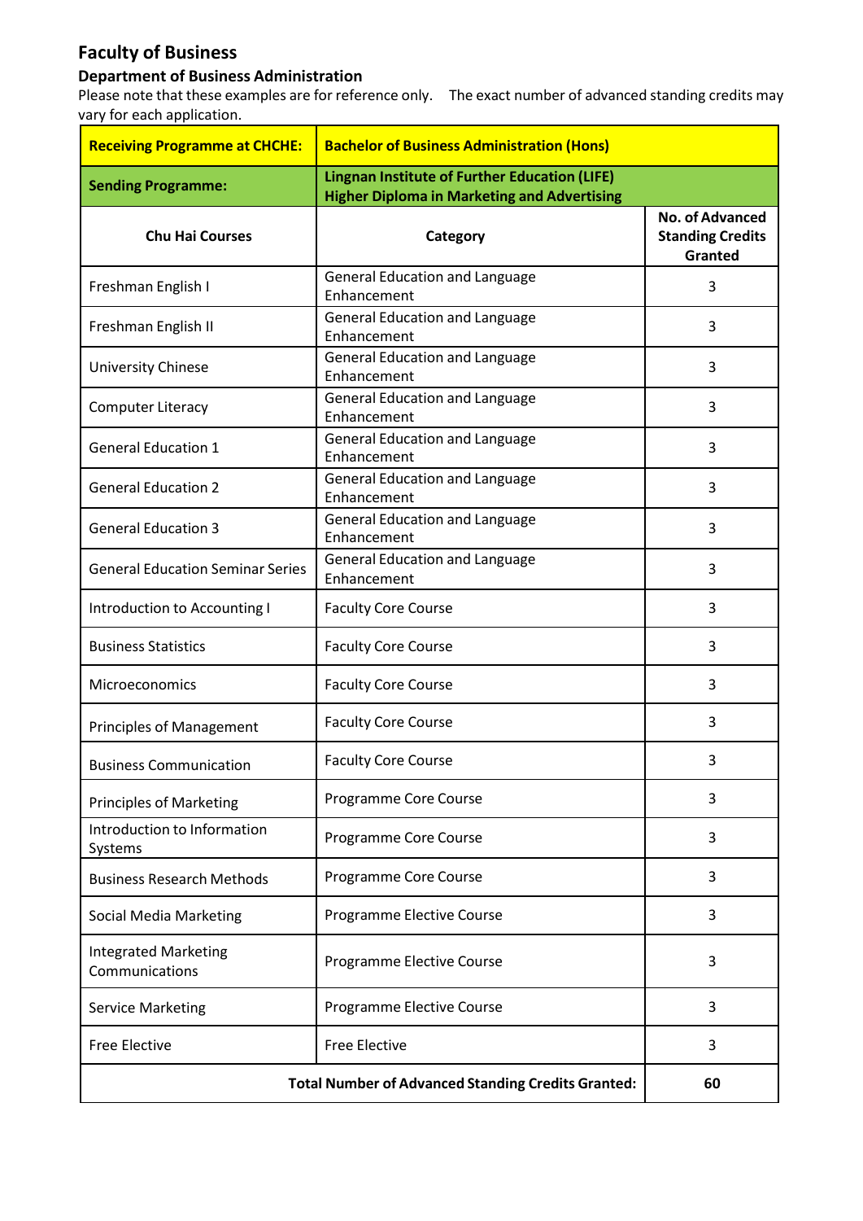## Faculty of Business

### Department of Business Administration

Please note that these examples are for reference only. The exact number of advanced standing credits may vary for each application.

| **Receiving Programme at CHCHE:** | **Bachelor of Business Administration (Hons)** | |
|---|---|---|
| **Sending Programme:** | **Lingnan Institute of Further Education (LIFE) Higher Diploma in Marketing and Advertising** | |
| **Chu Hai Courses** | **Category** | **No. of Advanced Standing Credits Granted** |
| Freshman English I | General Education and Language Enhancement | 3 |
| Freshman English II | General Education and Language Enhancement | 3 |
| University Chinese | General Education and Language Enhancement | 3 |
| Computer Literacy | General Education and Language Enhancement | 3 |
| General Education 1 | General Education and Language Enhancement | 3 |
| General Education 2 | General Education and Language Enhancement | 3 |
| General Education 3 | General Education and Language Enhancement | 3 |
| General Education Seminar Series | General Education and Language Enhancement | 3 |
| Introduction to Accounting I | Faculty Core Course | 3 |
| Business Statistics | Faculty Core Course | 3 |
| Microeconomics | Faculty Core Course | 3 |
| Principles of Management | Faculty Core Course | 3 |
| Business Communication | Faculty Core Course | 3 |
| Principles of Marketing | Programme Core Course | 3 |
| Introduction to Information Systems | Programme Core Course | 3 |
| Business Research Methods | Programme Core Course | 3 |
| Social Media Marketing | Programme Elective Course | 3 |
| Integrated Marketing Communications | Programme Elective Course | 3 |
| Service Marketing | Programme Elective Course | 3 |
| Free Elective | Free Elective | 3 |
| **Total Number of Advanced Standing Credits Granted:** | | **60** |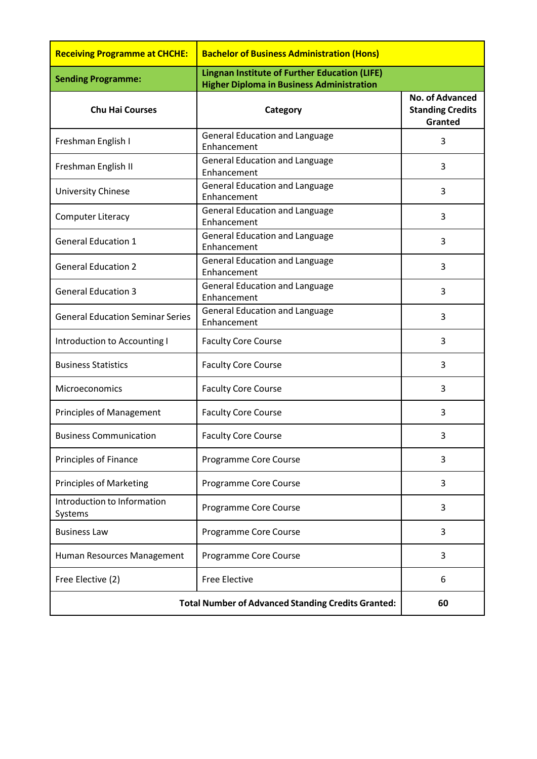| **Receiving Programme at CHCHE:** | **Bachelor of Business Administration (Hons)** | |
|---|---|---|
| **Sending Programme:** | **Lingnan Institute of Further Education (LIFE) Higher Diploma in Business Administration** | |
| **Chu Hai Courses** | **Category** | **No. of Advanced Standing Credits Granted** |
| Freshman English I | General Education and Language Enhancement | 3 |
| Freshman English II | General Education and Language Enhancement | 3 |
| University Chinese | General Education and Language Enhancement | 3 |
| Computer Literacy | General Education and Language Enhancement | 3 |
| General Education 1 | General Education and Language Enhancement | 3 |
| General Education 2 | General Education and Language Enhancement | 3 |
| General Education 3 | General Education and Language Enhancement | 3 |
| General Education Seminar Series | General Education and Language Enhancement | 3 |
| Introduction to Accounting I | Faculty Core Course | 3 |
| Business Statistics | Faculty Core Course | 3 |
| Microeconomics | Faculty Core Course | 3 |
| Principles of Management | Faculty Core Course | 3 |
| Business Communication | Faculty Core Course | 3 |
| Principles of Finance | Programme Core Course | 3 |
| Principles of Marketing | Programme Core Course | 3 |
| Introduction to Information Systems | Programme Core Course | 3 |
| Business Law | Programme Core Course | 3 |
| Human Resources Management | Programme Core Course | 3 |
| Free Elective (2) | Free Elective | 6 |
| **Total Number of Advanced Standing Credits Granted:** | | **60** |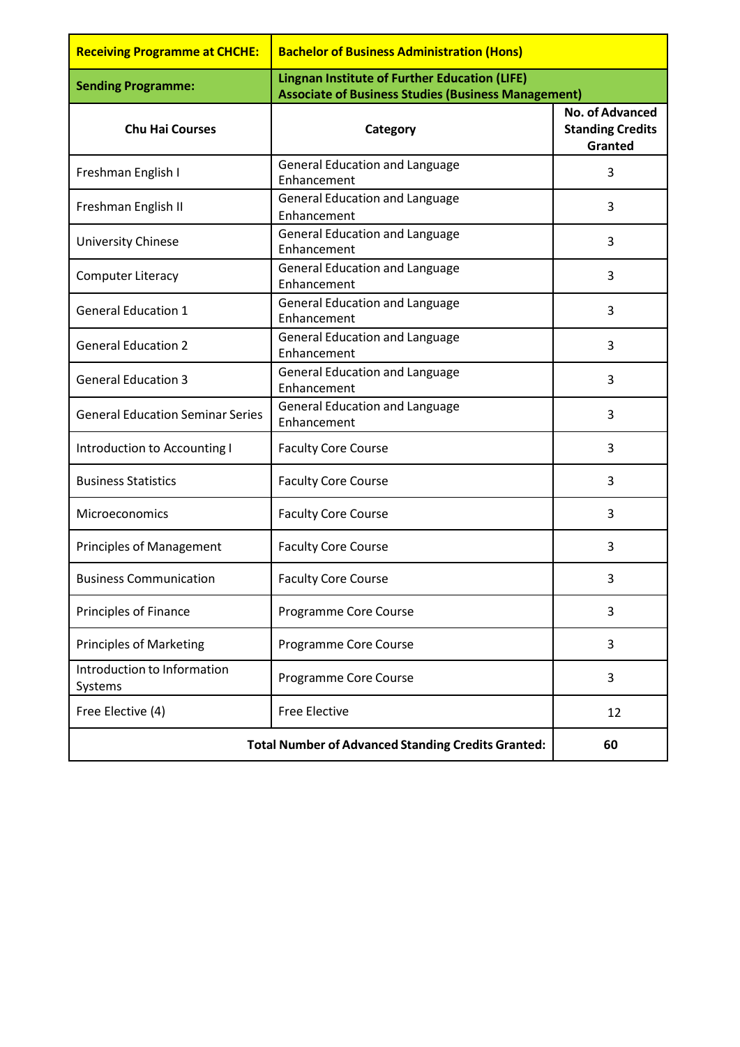| | | |
|---|---|---|
| **Receiving Programme at CHCHE:** | **Bachelor of Business Administration (Hons)** | |
| **Sending Programme:** | **Lingnan Institute of Further Education (LIFE) Associate of Business Studies (Business Management)** | |
| **Chu Hai Courses** | **Category** | **No. of Advanced Standing Credits Granted** |
| Freshman English I | General Education and Language Enhancement | 3 |
| Freshman English II | General Education and Language Enhancement | 3 |
| University Chinese | General Education and Language Enhancement | 3 |
| Computer Literacy | General Education and Language Enhancement | 3 |
| General Education 1 | General Education and Language Enhancement | 3 |
| General Education 2 | General Education and Language Enhancement | 3 |
| General Education 3 | General Education and Language Enhancement | 3 |
| General Education Seminar Series | General Education and Language Enhancement | 3 |
| Introduction to Accounting I | Faculty Core Course | 3 |
| Business Statistics | Faculty Core Course | 3 |
| Microeconomics | Faculty Core Course | 3 |
| Principles of Management | Faculty Core Course | 3 |
| Business Communication | Faculty Core Course | 3 |
| Principles of Finance | Programme Core Course | 3 |
| Principles of Marketing | Programme Core Course | 3 |
| Introduction to Information Systems | Programme Core Course | 3 |
| Free Elective (4) | Free Elective | 12 |
| **Total Number of Advanced Standing Credits Granted:** | | **60** |